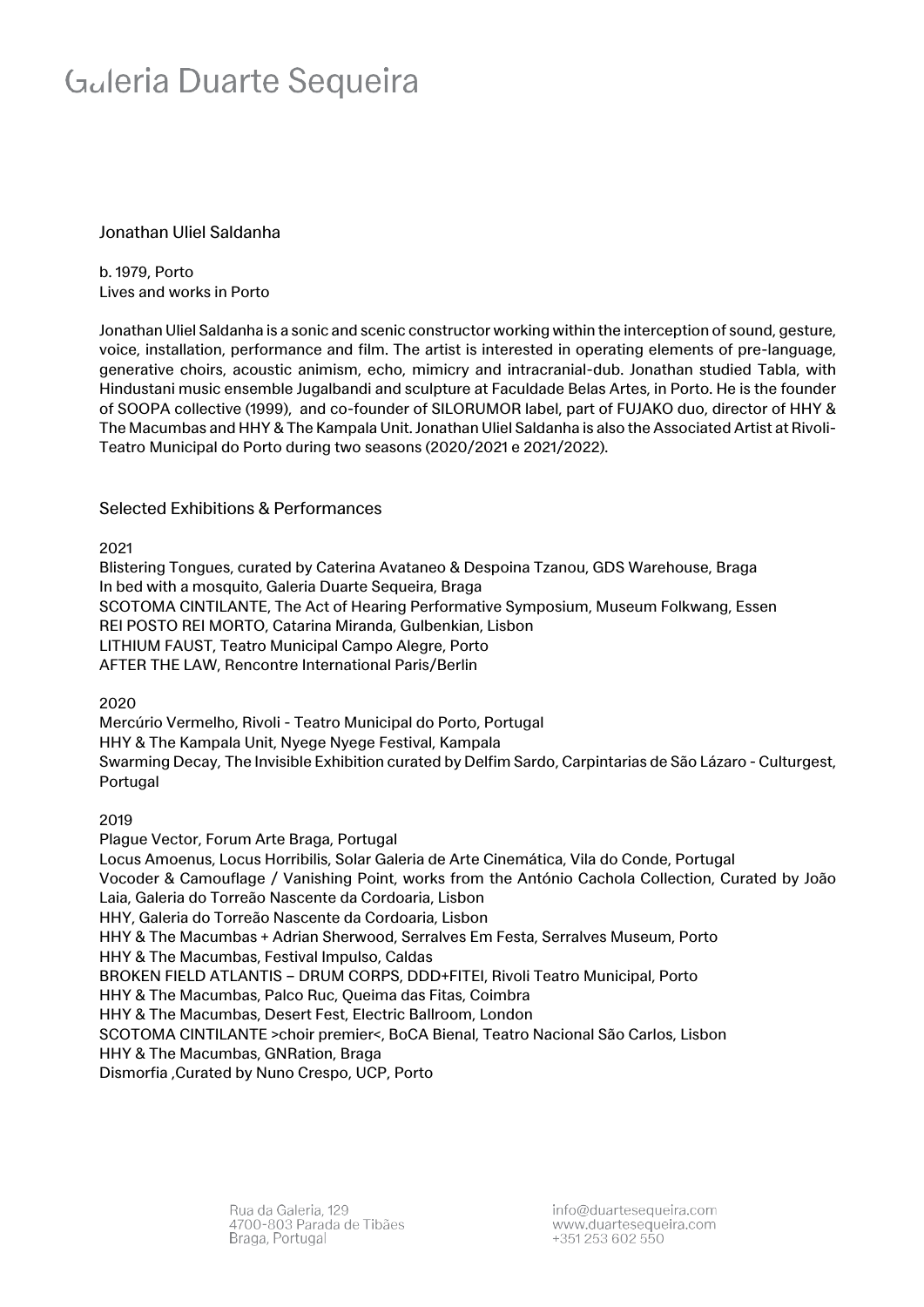# Jonathan Uliel Saldanha

b. 1979, Porto
Lives and works in Porto

Jonathan Uliel Saldanha is a sonic and scenic constructor working within the interception of sound, gesture, voice, installation, performance and film. The artist is interested in operating elements of pre-language, generative choirs, acoustic animism, echo, mimicry and intracranial-dub. Jonathan studied Tabla, with Hindustani music ensemble Jugalbandi and sculpture at Faculdade Belas Artes, in Porto. He is the founder of SOOPA collective (1999), and co-founder of SILORUMOR label, part of FUJAKO duo, director of HHY & The Macumbas and HHY & The Kampala Unit. Jonathan Uliel Saldanha is also the Associated Artist at Rivoli-Teatro Municipal do Porto during two seasons (2020/2021 e 2021/2022).

## Selected Exhibitions & Performances

2021
Blistering Tongues, curated by Caterina Avataneo & Despoina Tzanou, GDS Warehouse, Braga
In bed with a mosquito, Galeria Duarte Sequeira, Braga
SCOTOMA CINTILANTE, The Act of Hearing Performative Symposium, Museum Folkwang, Essen
REI POSTO REI MORTO, Catarina Miranda, Gulbenkian, Lisbon
LITHIUM FAUST, Teatro Municipal Campo Alegre, Porto
AFTER THE LAW, Rencontre International Paris/Berlin

2020
Mercúrio Vermelho, Rivoli - Teatro Municipal do Porto, Portugal
HHY & The Kampala Unit, Nyege Nyege Festival, Kampala
Swarming Decay, The Invisible Exhibition curated by Delfim Sardo, Carpintarias de São Lázaro - Culturgest, Portugal

2019
Plague Vector, Forum Arte Braga, Portugal
Locus Amoenus, Locus Horribilis, Solar Galeria de Arte Cinemática, Vila do Conde, Portugal
Vocoder & Camouflage / Vanishing Point, works from the António Cachola Collection, Curated by João Laia, Galeria do Torreão Nascente da Cordoaria, Lisbon
HHY, Galeria do Torreão Nascente da Cordoaria, Lisbon
HHY & The Macumbas + Adrian Sherwood, Serralves Em Festa, Serralves Museum, Porto
HHY & The Macumbas, Festival Impulso, Caldas
BROKEN FIELD ATLANTIS – DRUM CORPS, DDD+FITEI, Rivoli Teatro Municipal, Porto
HHY & The Macumbas, Palco Ruc, Queima das Fitas, Coimbra
HHY & The Macumbas, Desert Fest, Electric Ballroom, London
SCOTOMA CINTILANTE >choir premier<, BoCA Bienal, Teatro Nacional São Carlos, Lisbon
HHY & The Macumbas, GNRation, Braga
Dismorfia ,Curated by Nuno Crespo, UCP, Porto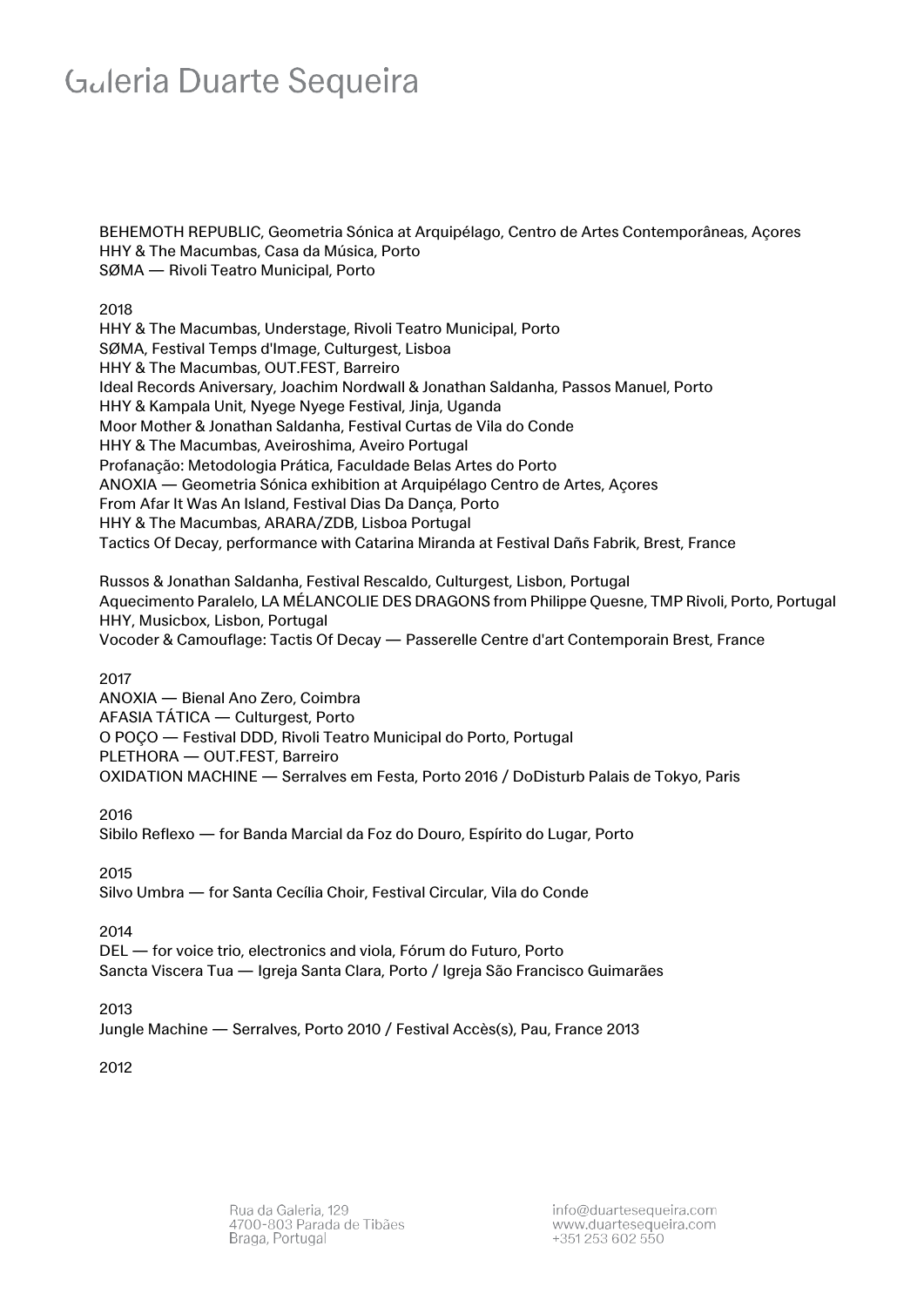BEHEMOTH REPUBLIC, Geometria Sónica at Arquipélago, Centro de Artes Contemporâneas, Açores
HHY & The Macumbas, Casa da Música, Porto
SØMA — Rivoli Teatro Municipal, Porto

2018
HHY & The Macumbas, Understage, Rivoli Teatro Municipal, Porto
SØMA, Festival Temps d'Image, Culturgest, Lisboa
HHY & The Macumbas, OUT.FEST, Barreiro
Ideal Records Aniversary, Joachim Nordwall & Jonathan Saldanha, Passos Manuel, Porto
HHY & Kampala Unit, Nyege Nyege Festival, Jinja, Uganda
Moor Mother & Jonathan Saldanha, Festival Curtas de Vila do Conde
HHY & The Macumbas, Aveiroshima, Aveiro Portugal
Profanação: Metodologia Prática, Faculdade Belas Artes do Porto
ANOXIA — Geometria Sónica exhibition at Arquipélago Centro de Artes, Açores
From Afar It Was An Island, Festival Dias Da Dança, Porto
HHY & The Macumbas, ARARA/ZDB, Lisboa Portugal
Tactics Of Decay, performance with Catarina Miranda at Festival Daňs Fabrik, Brest, France

Russos & Jonathan Saldanha, Festival Rescaldo, Culturgest, Lisbon, Portugal
Aquecimento Paralelo, LA MÉLANCOLIE DES DRAGONS from Philippe Quesne, TMP Rivoli, Porto, Portugal
HHY, Musicbox, Lisbon, Portugal
Vocoder & Camouflage: Tactis Of Decay — Passerelle Centre d'art Contemporain Brest, France

2017
ANOXIA — Bienal Ano Zero, Coimbra
AFASIA TÁTICA — Culturgest, Porto
O POÇO — Festival DDD, Rivoli Teatro Municipal do Porto, Portugal
PLETHORA — OUT.FEST, Barreiro
OXIDATION MACHINE — Serralves em Festa, Porto 2016 / DoDisturb Palais de Tokyo, Paris

2016
Sibilo Reflexo — for Banda Marcial da Foz do Douro, Espírito do Lugar, Porto

2015
Silvo Umbra — for Santa Cecília Choir, Festival Circular, Vila do Conde

2014
DEL — for voice trio, electronics and viola, Fórum do Futuro, Porto
Sancta Viscera Tua — Igreja Santa Clara, Porto / Igreja São Francisco Guimarães

2013
Jungle Machine — Serralves, Porto 2010 / Festival Accès(s), Pau, France 2013

2012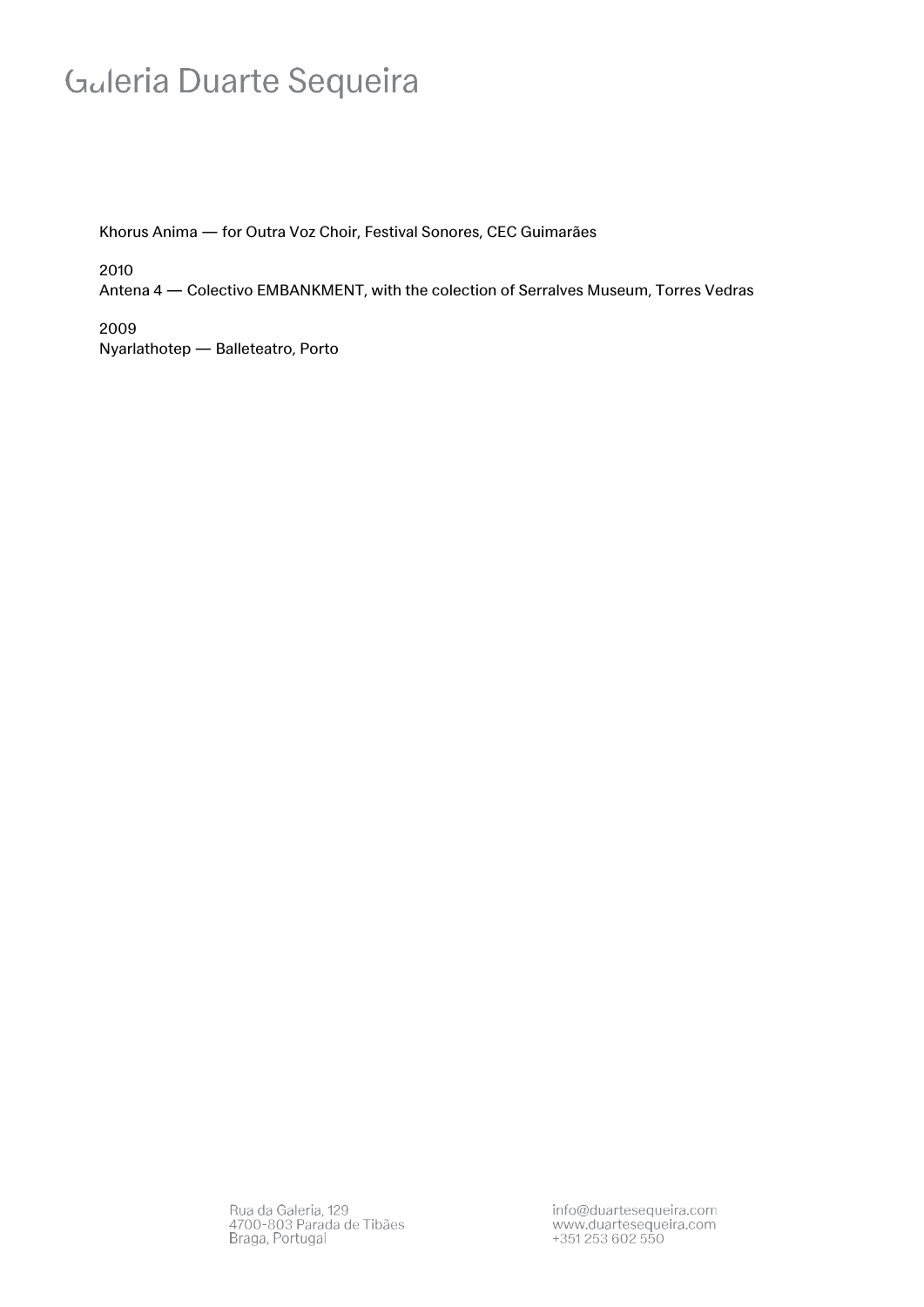Khorus Anima — for Outra Voz Choir, Festival Sonores, CEC Guimarães

2010
Antena 4 — Colectivo EMBANKMENT, with the colection of Serralves Museum, Torres Vedras

2009
Nyarlathotep — Balleteatro, Porto